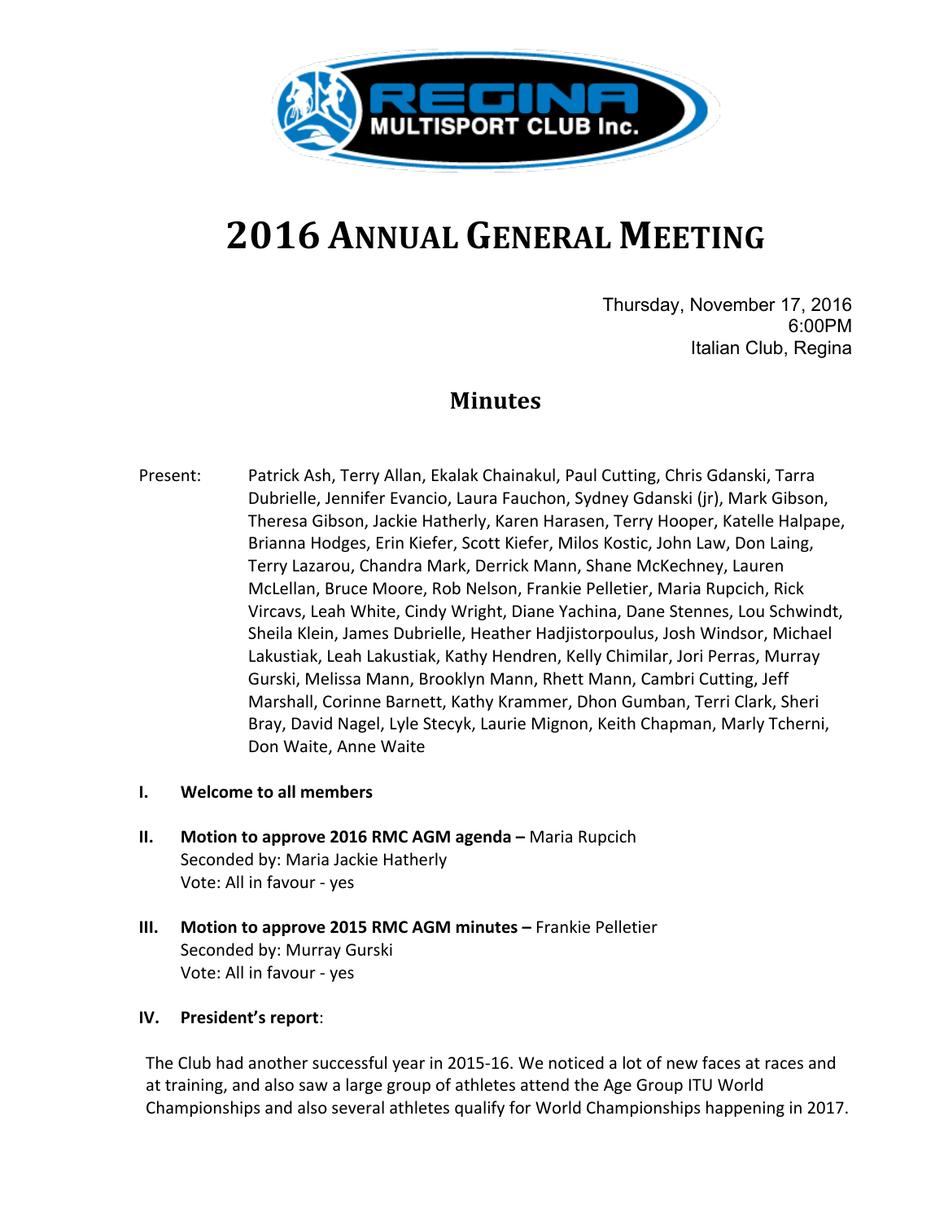# 2016 Annual General Meeting

Thursday, November 17, 2016
6:00PM
Italian Club, Regina

## Minutes

Present: Patrick Ash, Terry Allan, Ekalak Chainakul, Paul Cutting, Chris Gdanski, Tarra Dubrielle, Jennifer Evancio, Laura Fauchon, Sydney Gdanski (jr), Mark Gibson, Theresa Gibson, Jackie Hatherly, Karen Harasen, Terry Hooper, Katelle Halpape, Brianna Hodges, Erin Kiefer, Scott Kiefer, Milos Kostic, John Law, Don Laing, Terry Lazarou, Chandra Mark, Derrick Mann, Shane McKechney, Lauren McLellan, Bruce Moore, Rob Nelson, Frankie Pelletier, Maria Rupcich, Rick Vircavs, Leah White, Cindy Wright, Diane Yachina, Dane Stennes, Lou Schwindt, Sheila Klein, James Dubrielle, Heather Hadjistorpoulus, Josh Windsor, Michael Lakustiak, Leah Lakustiak, Kathy Hendren, Kelly Chimilar, Jori Perras, Murray Gurski, Melissa Mann, Brooklyn Mann, Rhett Mann, Cambri Cutting, Jeff Marshall, Corinne Barnett, Kathy Krammer, Dhon Gumban, Terri Clark, Sheri Bray, David Nagel, Lyle Stecyk, Laurie Mignon, Keith Chapman, Marly Tcherni, Don Waite, Anne Waite

**I. Welcome to all members**

**II. Motion to approve 2016 RMC AGM agenda –** Maria Rupcich
Seconded by: Maria Jackie Hatherly
Vote: All in favour - yes

**III. Motion to approve 2015 RMC AGM minutes –** Frankie Pelletier
Seconded by: Murray Gurski
Vote: All in favour - yes

**IV. President's report**:

The Club had another successful year in 2015-16. We noticed a lot of new faces at races and at training, and also saw a large group of athletes attend the Age Group ITU World Championships and also several athletes qualify for World Championships happening in 2017.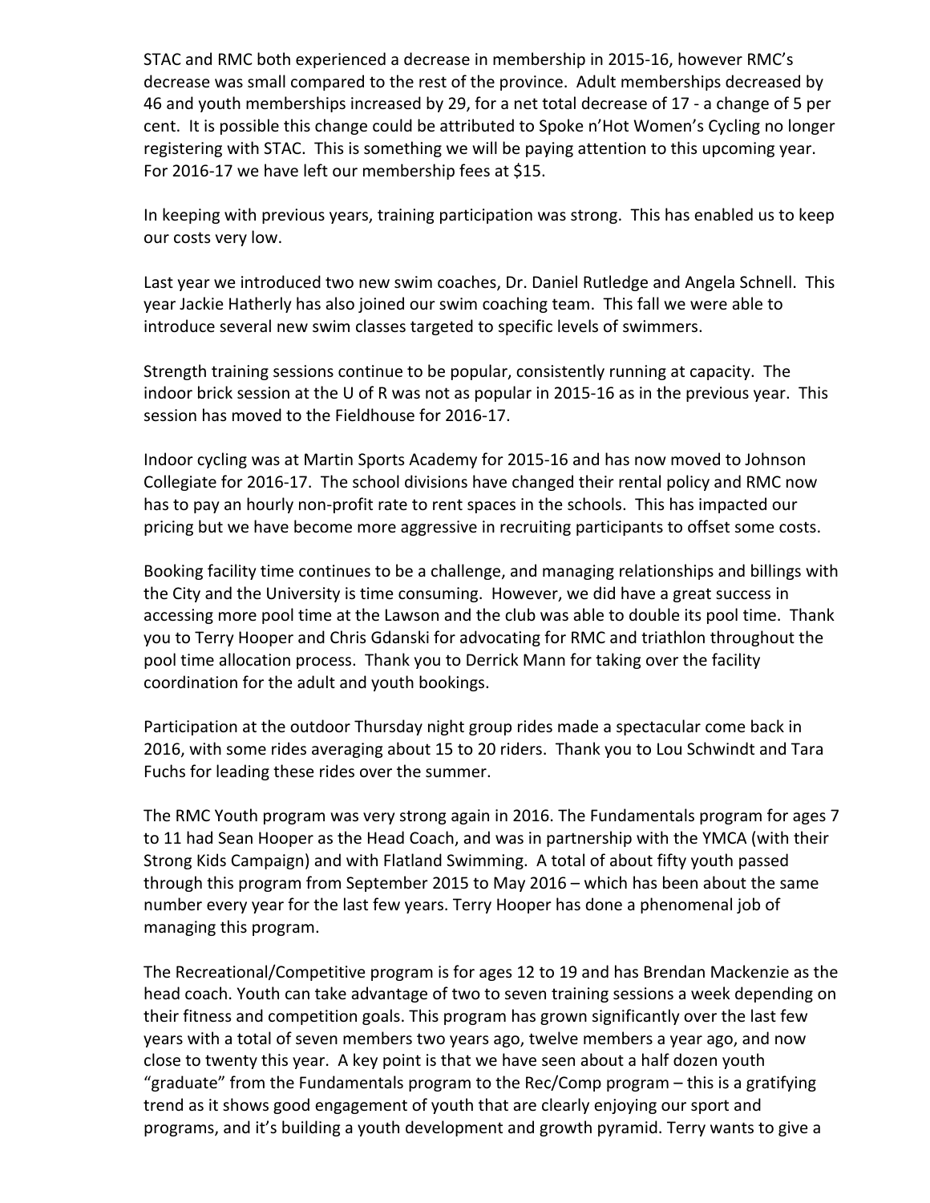STAC and RMC both experienced a decrease in membership in 2015-16, however RMC's decrease was small compared to the rest of the province. Adult memberships decreased by 46 and youth memberships increased by 29, for a net total decrease of 17 - a change of 5 per cent. It is possible this change could be attributed to Spoke n'Hot Women's Cycling no longer registering with STAC. This is something we will be paying attention to this upcoming year. For 2016-17 we have left our membership fees at $15.

In keeping with previous years, training participation was strong. This has enabled us to keep our costs very low.

Last year we introduced two new swim coaches, Dr. Daniel Rutledge and Angela Schnell. This year Jackie Hatherly has also joined our swim coaching team. This fall we were able to introduce several new swim classes targeted to specific levels of swimmers.

Strength training sessions continue to be popular, consistently running at capacity. The indoor brick session at the U of R was not as popular in 2015-16 as in the previous year. This session has moved to the Fieldhouse for 2016-17.

Indoor cycling was at Martin Sports Academy for 2015-16 and has now moved to Johnson Collegiate for 2016-17. The school divisions have changed their rental policy and RMC now has to pay an hourly non-profit rate to rent spaces in the schools. This has impacted our pricing but we have become more aggressive in recruiting participants to offset some costs.

Booking facility time continues to be a challenge, and managing relationships and billings with the City and the University is time consuming. However, we did have a great success in accessing more pool time at the Lawson and the club was able to double its pool time. Thank you to Terry Hooper and Chris Gdanski for advocating for RMC and triathlon throughout the pool time allocation process. Thank you to Derrick Mann for taking over the facility coordination for the adult and youth bookings.

Participation at the outdoor Thursday night group rides made a spectacular come back in 2016, with some rides averaging about 15 to 20 riders. Thank you to Lou Schwindt and Tara Fuchs for leading these rides over the summer.

The RMC Youth program was very strong again in 2016. The Fundamentals program for ages 7 to 11 had Sean Hooper as the Head Coach, and was in partnership with the YMCA (with their Strong Kids Campaign) and with Flatland Swimming. A total of about fifty youth passed through this program from September 2015 to May 2016 – which has been about the same number every year for the last few years. Terry Hooper has done a phenomenal job of managing this program.

The Recreational/Competitive program is for ages 12 to 19 and has Brendan Mackenzie as the head coach. Youth can take advantage of two to seven training sessions a week depending on their fitness and competition goals. This program has grown significantly over the last few years with a total of seven members two years ago, twelve members a year ago, and now close to twenty this year. A key point is that we have seen about a half dozen youth "graduate" from the Fundamentals program to the Rec/Comp program – this is a gratifying trend as it shows good engagement of youth that are clearly enjoying our sport and programs, and it's building a youth development and growth pyramid. Terry wants to give a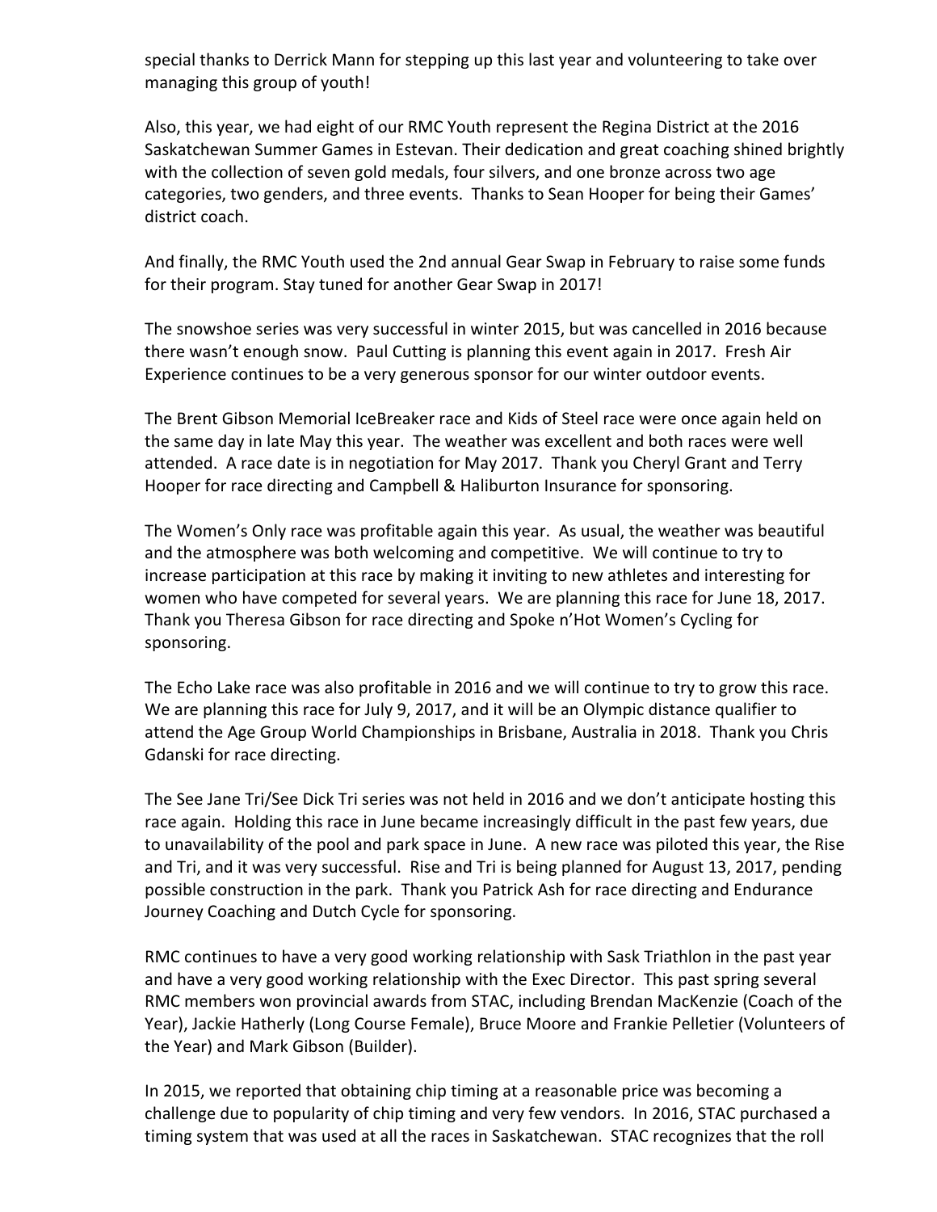special thanks to Derrick Mann for stepping up this last year and volunteering to take over managing this group of youth!

Also, this year, we had eight of our RMC Youth represent the Regina District at the 2016 Saskatchewan Summer Games in Estevan. Their dedication and great coaching shined brightly with the collection of seven gold medals, four silvers, and one bronze across two age categories, two genders, and three events. Thanks to Sean Hooper for being their Games' district coach.

And finally, the RMC Youth used the 2nd annual Gear Swap in February to raise some funds for their program. Stay tuned for another Gear Swap in 2017!

The snowshoe series was very successful in winter 2015, but was cancelled in 2016 because there wasn't enough snow. Paul Cutting is planning this event again in 2017. Fresh Air Experience continues to be a very generous sponsor for our winter outdoor events.

The Brent Gibson Memorial IceBreaker race and Kids of Steel race were once again held on the same day in late May this year. The weather was excellent and both races were well attended. A race date is in negotiation for May 2017. Thank you Cheryl Grant and Terry Hooper for race directing and Campbell & Haliburton Insurance for sponsoring.

The Women's Only race was profitable again this year. As usual, the weather was beautiful and the atmosphere was both welcoming and competitive. We will continue to try to increase participation at this race by making it inviting to new athletes and interesting for women who have competed for several years. We are planning this race for June 18, 2017. Thank you Theresa Gibson for race directing and Spoke n'Hot Women's Cycling for sponsoring.

The Echo Lake race was also profitable in 2016 and we will continue to try to grow this race. We are planning this race for July 9, 2017, and it will be an Olympic distance qualifier to attend the Age Group World Championships in Brisbane, Australia in 2018. Thank you Chris Gdanski for race directing.

The See Jane Tri/See Dick Tri series was not held in 2016 and we don't anticipate hosting this race again. Holding this race in June became increasingly difficult in the past few years, due to unavailability of the pool and park space in June. A new race was piloted this year, the Rise and Tri, and it was very successful. Rise and Tri is being planned for August 13, 2017, pending possible construction in the park. Thank you Patrick Ash for race directing and Endurance Journey Coaching and Dutch Cycle for sponsoring.

RMC continues to have a very good working relationship with Sask Triathlon in the past year and have a very good working relationship with the Exec Director. This past spring several RMC members won provincial awards from STAC, including Brendan MacKenzie (Coach of the Year), Jackie Hatherly (Long Course Female), Bruce Moore and Frankie Pelletier (Volunteers of the Year) and Mark Gibson (Builder).

In 2015, we reported that obtaining chip timing at a reasonable price was becoming a challenge due to popularity of chip timing and very few vendors. In 2016, STAC purchased a timing system that was used at all the races in Saskatchewan. STAC recognizes that the roll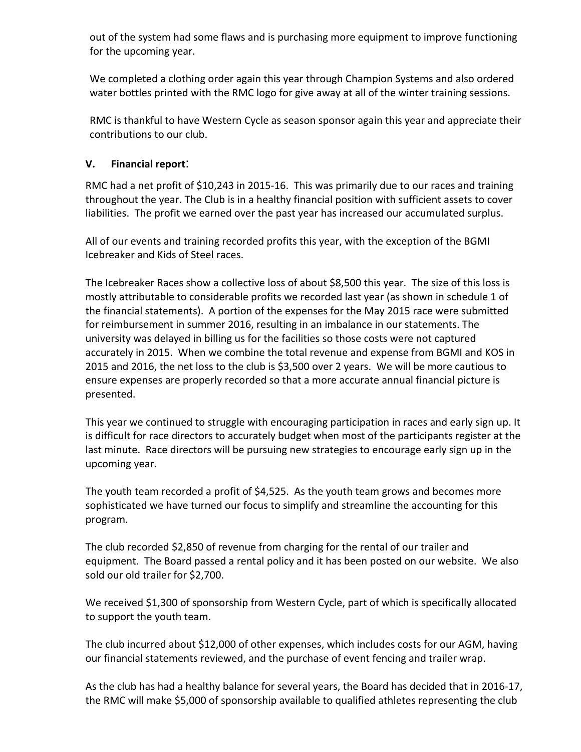out of the system had some flaws and is purchasing more equipment to improve functioning for the upcoming year.

We completed a clothing order again this year through Champion Systems and also ordered water bottles printed with the RMC logo for give away at all of the winter training sessions.

RMC is thankful to have Western Cycle as season sponsor again this year and appreciate their contributions to our club.

## V. Financial report:

RMC had a net profit of $10,243 in 2015-16. This was primarily due to our races and training throughout the year. The Club is in a healthy financial position with sufficient assets to cover liabilities. The profit we earned over the past year has increased our accumulated surplus.

All of our events and training recorded profits this year, with the exception of the BGMI Icebreaker and Kids of Steel races.

The Icebreaker Races show a collective loss of about $8,500 this year. The size of this loss is mostly attributable to considerable profits we recorded last year (as shown in schedule 1 of the financial statements). A portion of the expenses for the May 2015 race were submitted for reimbursement in summer 2016, resulting in an imbalance in our statements. The university was delayed in billing us for the facilities so those costs were not captured accurately in 2015. When we combine the total revenue and expense from BGMI and KOS in 2015 and 2016, the net loss to the club is $3,500 over 2 years. We will be more cautious to ensure expenses are properly recorded so that a more accurate annual financial picture is presented.

This year we continued to struggle with encouraging participation in races and early sign up. It is difficult for race directors to accurately budget when most of the participants register at the last minute. Race directors will be pursuing new strategies to encourage early sign up in the upcoming year.

The youth team recorded a profit of $4,525. As the youth team grows and becomes more sophisticated we have turned our focus to simplify and streamline the accounting for this program.

The club recorded $2,850 of revenue from charging for the rental of our trailer and equipment. The Board passed a rental policy and it has been posted on our website. We also sold our old trailer for $2,700.

We received $1,300 of sponsorship from Western Cycle, part of which is specifically allocated to support the youth team.

The club incurred about $12,000 of other expenses, which includes costs for our AGM, having our financial statements reviewed, and the purchase of event fencing and trailer wrap.

As the club has had a healthy balance for several years, the Board has decided that in 2016-17, the RMC will make $5,000 of sponsorship available to qualified athletes representing the club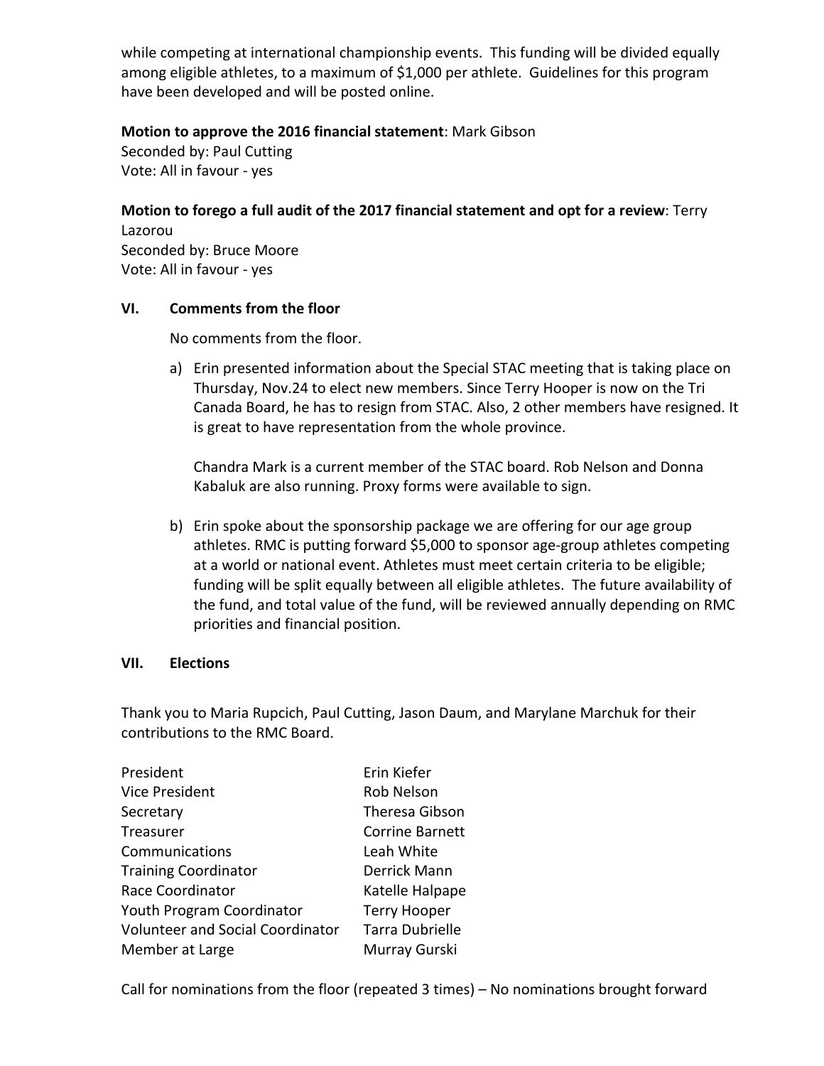while competing at international championship events. This funding will be divided equally among eligible athletes, to a maximum of $1,000 per athlete. Guidelines for this program have been developed and will be posted online.

**Motion to approve the 2016 financial statement**: Mark Gibson
Seconded by: Paul Cutting
Vote: All in favour - yes

**Motion to forego a full audit of the 2017 financial statement and opt for a review**: Terry Lazorou
Seconded by: Bruce Moore
Vote: All in favour - yes

## VI. Comments from the floor

No comments from the floor.

a) Erin presented information about the Special STAC meeting that is taking place on Thursday, Nov.24 to elect new members. Since Terry Hooper is now on the Tri Canada Board, he has to resign from STAC. Also, 2 other members have resigned. It is great to have representation from the whole province.

   Chandra Mark is a current member of the STAC board. Rob Nelson and Donna Kabaluk are also running. Proxy forms were available to sign.

b) Erin spoke about the sponsorship package we are offering for our age group athletes. RMC is putting forward $5,000 to sponsor age-group athletes competing at a world or national event. Athletes must meet certain criteria to be eligible; funding will be split equally between all eligible athletes. The future availability of the fund, and total value of the fund, will be reviewed annually depending on RMC priorities and financial position.

## VII. Elections

Thank you to Maria Rupcich, Paul Cutting, Jason Daum, and Marylane Marchuk for their contributions to the RMC Board.

| | |
|---|---|
| President | Erin Kiefer |
| Vice President | Rob Nelson |
| Secretary | Theresa Gibson |
| Treasurer | Corrine Barnett |
| Communications | Leah White |
| Training Coordinator | Derrick Mann |
| Race Coordinator | Katelle Halpape |
| Youth Program Coordinator | Terry Hooper |
| Volunteer and Social Coordinator | Tarra Dubrielle |
| Member at Large | Murray Gurski |

Call for nominations from the floor (repeated 3 times) – No nominations brought forward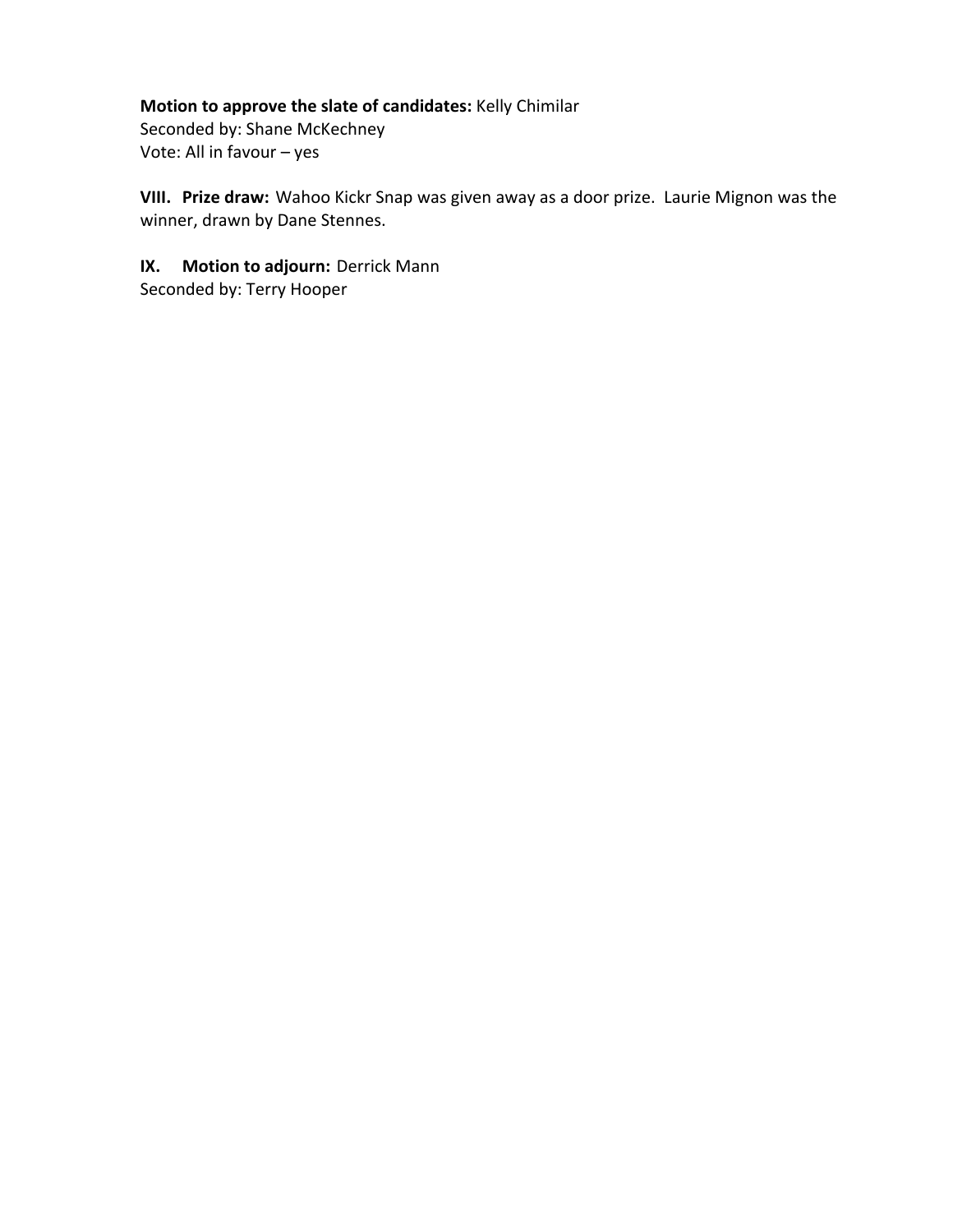**Motion to approve the slate of candidates:** Kelly Chimilar
Seconded by: Shane McKechney
Vote: All in favour – yes

**VIII. Prize draw:** Wahoo Kickr Snap was given away as a door prize. Laurie Mignon was the winner, drawn by Dane Stennes.

**IX. Motion to adjourn:** Derrick Mann
Seconded by: Terry Hooper